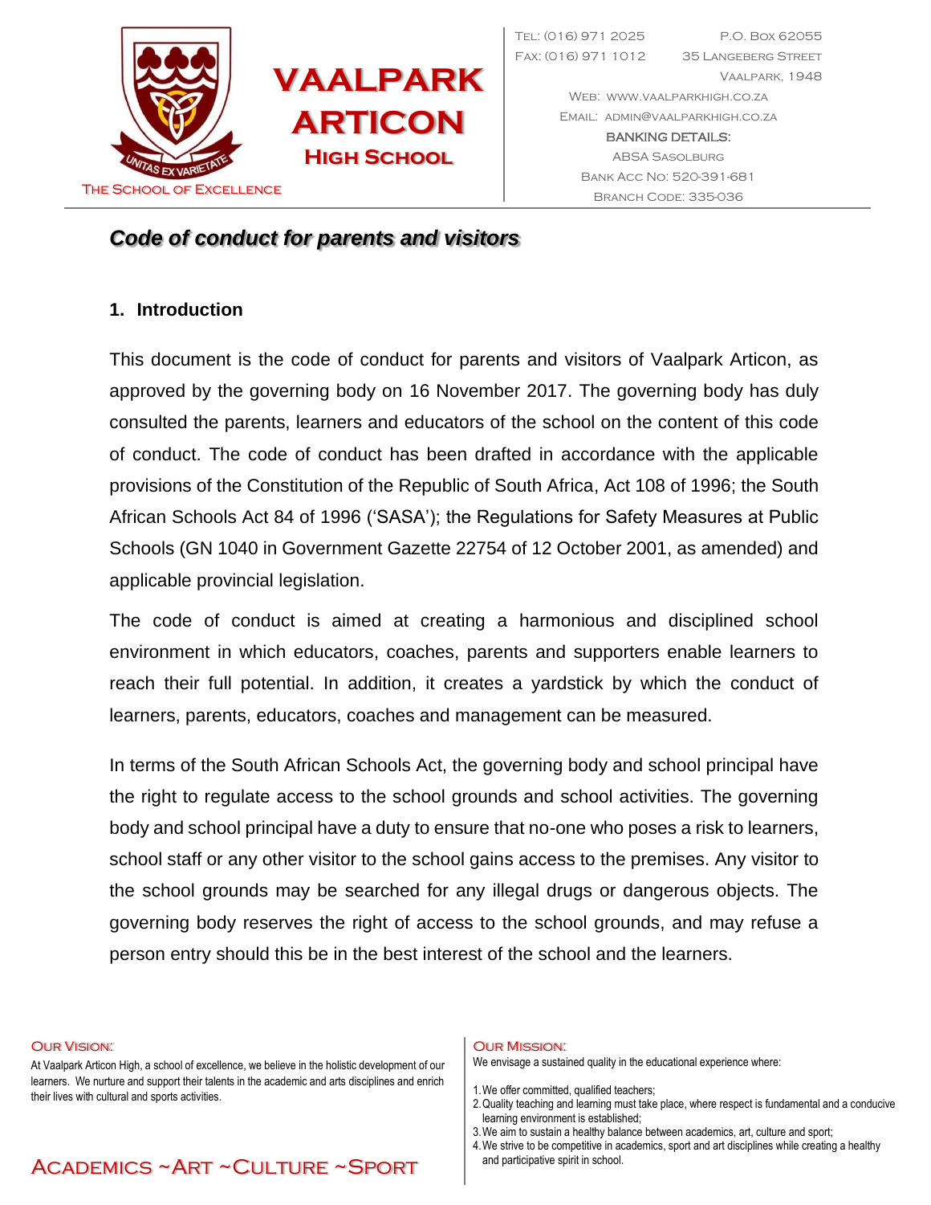VAALPARK ARTICON HIGH SCHOOL

THE SCHOOL OF EXCELLENCE

UNITAS EX VARIETATE

TEL: (016) 971 2025
FAX: (016) 971 1012

P.O. BOX 62055
35 LANGEBERG STREET
VAALPARK, 1948

WEB: WWW.VAALPARKHIGH.CO.ZA
EMAIL: ADMIN@VAALPARKHIGH.CO.ZA

BANKING DETAILS:
ABSA SASOLBURG
BANK ACC NO: 520-391-681
BRANCH CODE: 335-036

## *Code of conduct for parents and visitors*

### 1. Introduction

This document is the code of conduct for parents and visitors of Vaalpark Articon, as approved by the governing body on 16 November 2017. The governing body has duly consulted the parents, learners and educators of the school on the content of this code of conduct. The code of conduct has been drafted in accordance with the applicable provisions of the Constitution of the Republic of South Africa, Act 108 of 1996; the South African Schools Act 84 of 1996 ('SASA'); the Regulations for Safety Measures at Public Schools (GN 1040 in Government Gazette 22754 of 12 October 2001, as amended) and applicable provincial legislation.

The code of conduct is aimed at creating a harmonious and disciplined school environment in which educators, coaches, parents and supporters enable learners to reach their full potential. In addition, it creates a yardstick by which the conduct of learners, parents, educators, coaches and management can be measured.

In terms of the South African Schools Act, the governing body and school principal have the right to regulate access to the school grounds and school activities. The governing body and school principal have a duty to ensure that no-one who poses a risk to learners, school staff or any other visitor to the school gains access to the premises. Any visitor to the school grounds may be searched for any illegal drugs or dangerous objects. The governing body reserves the right of access to the school grounds, and may refuse a person entry should this be in the best interest of the school and the learners.

OUR VISION:

At Vaalpark Articon High, a school of excellence, we believe in the holistic development of our learners. We nurture and support their talents in the academic and arts disciplines and enrich their lives with cultural and sports activities.

OUR MISSION:

We envisage a sustained quality in the educational experience where:

1. We offer committed, qualified teachers;
2. Quality teaching and learning must take place, where respect is fundamental and a conducive learning environment is established;
3. We aim to sustain a healthy balance between academics, art, culture and sport;
4. We strive to be competitive in academics, sport and art disciplines while creating a healthy and participative spirit in school.

ACADEMICS ~ART ~CULTURE ~SPORT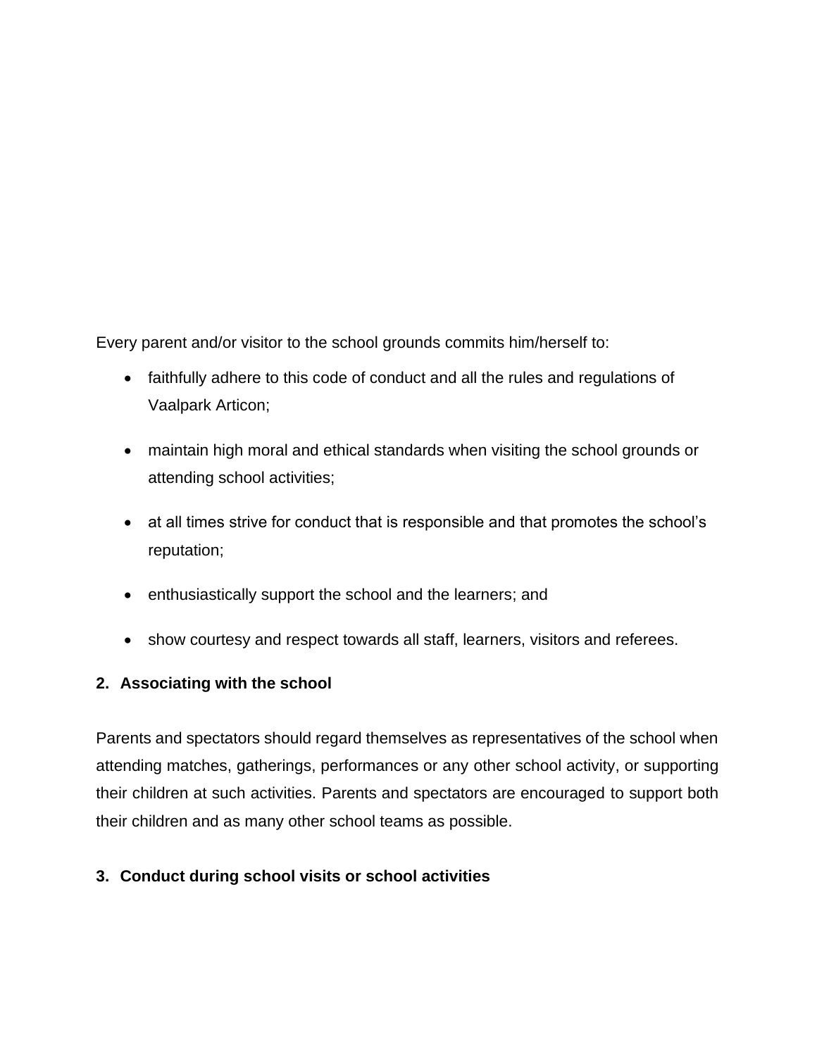Every parent and/or visitor to the school grounds commits him/herself to:

- faithfully adhere to this code of conduct and all the rules and regulations of Vaalpark Articon;
- maintain high moral and ethical standards when visiting the school grounds or attending school activities;
- at all times strive for conduct that is responsible and that promotes the school's reputation;
- enthusiastically support the school and the learners; and
- show courtesy and respect towards all staff, learners, visitors and referees.

## 2. Associating with the school

Parents and spectators should regard themselves as representatives of the school when attending matches, gatherings, performances or any other school activity, or supporting their children at such activities. Parents and spectators are encouraged to support both their children and as many other school teams as possible.

## 3. Conduct during school visits or school activities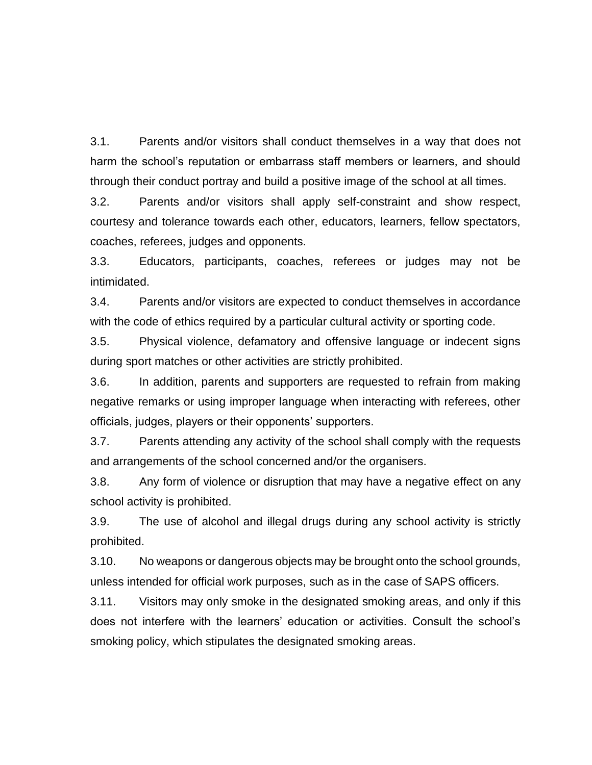3.1. Parents and/or visitors shall conduct themselves in a way that does not harm the school's reputation or embarrass staff members or learners, and should through their conduct portray and build a positive image of the school at all times.

3.2. Parents and/or visitors shall apply self-constraint and show respect, courtesy and tolerance towards each other, educators, learners, fellow spectators, coaches, referees, judges and opponents.

3.3. Educators, participants, coaches, referees or judges may not be intimidated.

3.4. Parents and/or visitors are expected to conduct themselves in accordance with the code of ethics required by a particular cultural activity or sporting code.

3.5. Physical violence, defamatory and offensive language or indecent signs during sport matches or other activities are strictly prohibited.

3.6. In addition, parents and supporters are requested to refrain from making negative remarks or using improper language when interacting with referees, other officials, judges, players or their opponents' supporters.

3.7. Parents attending any activity of the school shall comply with the requests and arrangements of the school concerned and/or the organisers.

3.8. Any form of violence or disruption that may have a negative effect on any school activity is prohibited.

3.9. The use of alcohol and illegal drugs during any school activity is strictly prohibited.

3.10. No weapons or dangerous objects may be brought onto the school grounds, unless intended for official work purposes, such as in the case of SAPS officers.

3.11. Visitors may only smoke in the designated smoking areas, and only if this does not interfere with the learners' education or activities. Consult the school's smoking policy, which stipulates the designated smoking areas.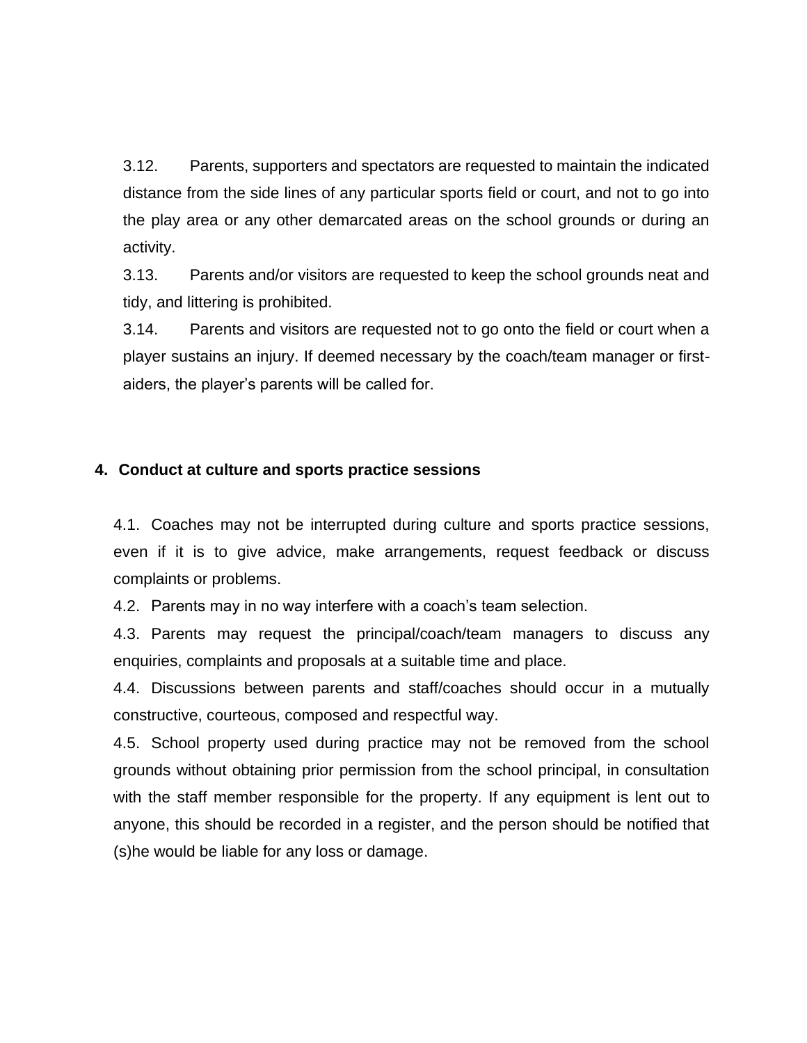3.12. Parents, supporters and spectators are requested to maintain the indicated distance from the side lines of any particular sports field or court, and not to go into the play area or any other demarcated areas on the school grounds or during an activity.

3.13. Parents and/or visitors are requested to keep the school grounds neat and tidy, and littering is prohibited.

3.14. Parents and visitors are requested not to go onto the field or court when a player sustains an injury. If deemed necessary by the coach/team manager or first-aiders, the player's parents will be called for.

## 4. Conduct at culture and sports practice sessions

4.1. Coaches may not be interrupted during culture and sports practice sessions, even if it is to give advice, make arrangements, request feedback or discuss complaints or problems.

4.2. Parents may in no way interfere with a coach's team selection.

4.3. Parents may request the principal/coach/team managers to discuss any enquiries, complaints and proposals at a suitable time and place.

4.4. Discussions between parents and staff/coaches should occur in a mutually constructive, courteous, composed and respectful way.

4.5. School property used during practice may not be removed from the school grounds without obtaining prior permission from the school principal, in consultation with the staff member responsible for the property. If any equipment is lent out to anyone, this should be recorded in a register, and the person should be notified that (s)he would be liable for any loss or damage.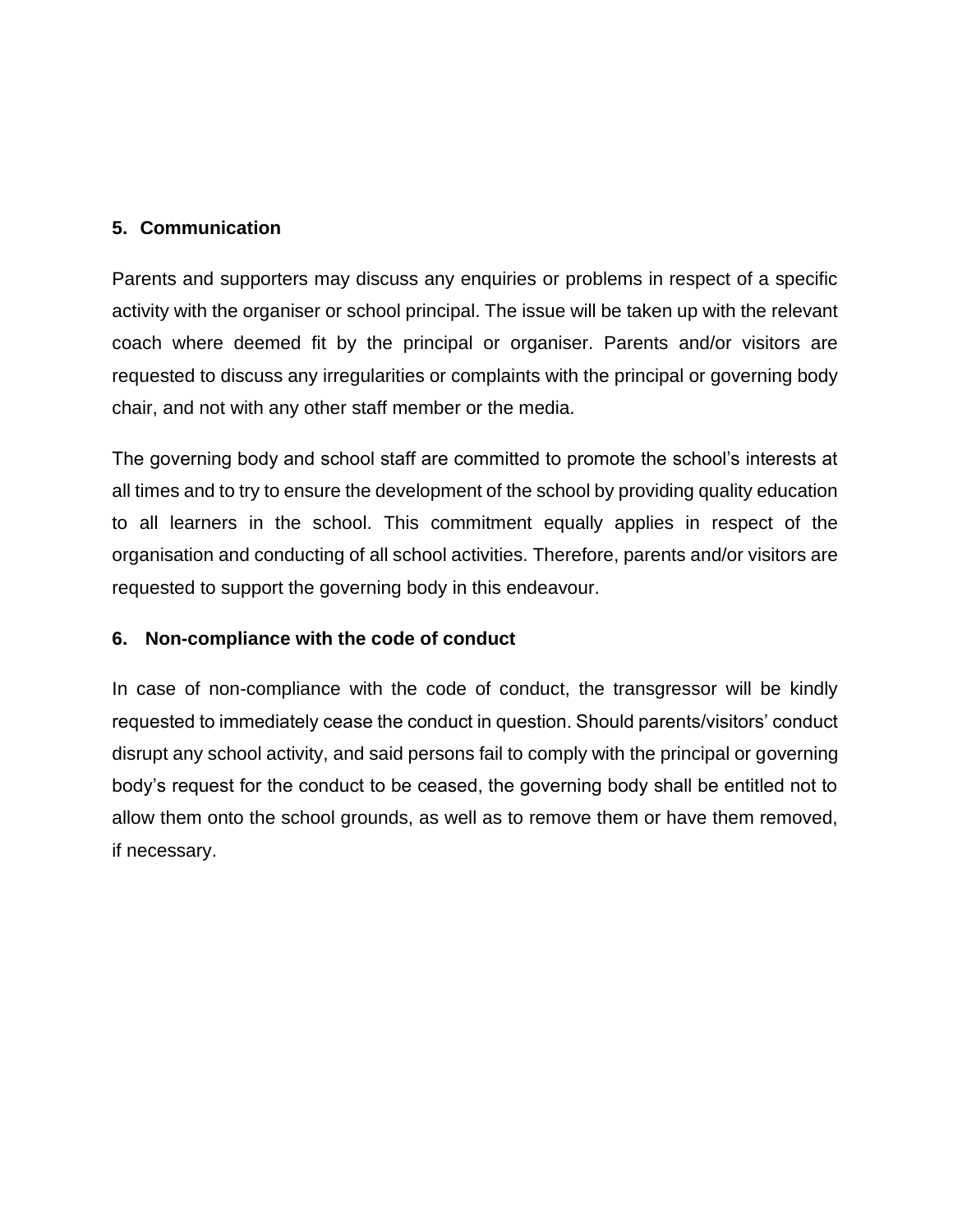## 5. Communication

Parents and supporters may discuss any enquiries or problems in respect of a specific activity with the organiser or school principal. The issue will be taken up with the relevant coach where deemed fit by the principal or organiser. Parents and/or visitors are requested to discuss any irregularities or complaints with the principal or governing body chair, and not with any other staff member or the media.

The governing body and school staff are committed to promote the school's interests at all times and to try to ensure the development of the school by providing quality education to all learners in the school. This commitment equally applies in respect of the organisation and conducting of all school activities. Therefore, parents and/or visitors are requested to support the governing body in this endeavour.

## 6. Non-compliance with the code of conduct

In case of non-compliance with the code of conduct, the transgressor will be kindly requested to immediately cease the conduct in question. Should parents/visitors' conduct disrupt any school activity, and said persons fail to comply with the principal or governing body's request for the conduct to be ceased, the governing body shall be entitled not to allow them onto the school grounds, as well as to remove them or have them removed, if necessary.